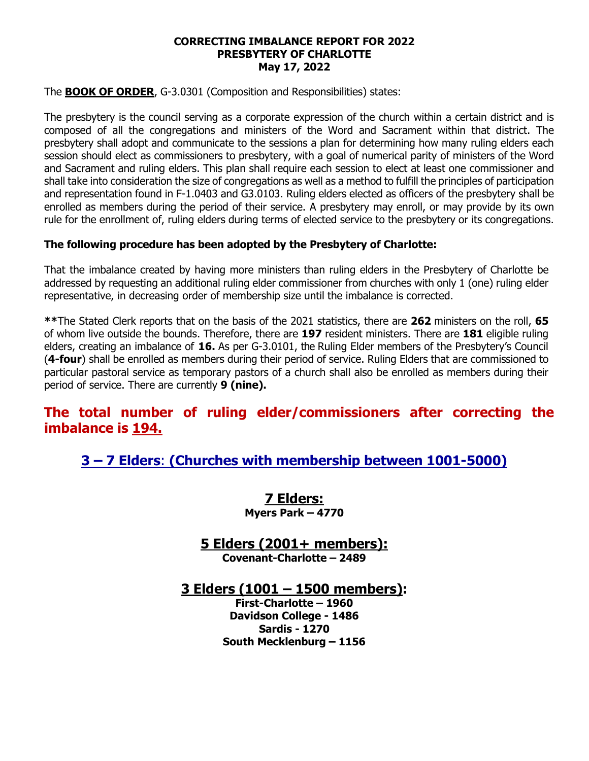**CORRECTING IMBALANCE REPORT FOR 2022**
**PRESBYTERY OF CHARLOTTE**
**May 17, 2022**

The **BOOK OF ORDER**, G-3.0301 (Composition and Responsibilities) states:

The presbytery is the council serving as a corporate expression of the church within a certain district and is composed of all the congregations and ministers of the Word and Sacrament within that district. The presbytery shall adopt and communicate to the sessions a plan for determining how many ruling elders each session should elect as commissioners to presbytery, with a goal of numerical parity of ministers of the Word and Sacrament and ruling elders. This plan shall require each session to elect at least one commissioner and shall take into consideration the size of congregations as well as a method to fulfill the principles of participation and representation found in F-1.0403 and G3.0103. Ruling elders elected as officers of the presbytery shall be enrolled as members during the period of their service. A presbytery may enroll, or may provide by its own rule for the enrollment of, ruling elders during terms of elected service to the presbytery or its congregations.

**The following procedure has been adopted by the Presbytery of Charlotte:**

That the imbalance created by having more ministers than ruling elders in the Presbytery of Charlotte be addressed by requesting an additional ruling elder commissioner from churches with only 1 (one) ruling elder representative, in decreasing order of membership size until the imbalance is corrected.

**\*\***The Stated Clerk reports that on the basis of the 2021 statistics, there are **262** ministers on the roll, **65** of whom live outside the bounds. Therefore, there are **197** resident ministers. There are **181** eligible ruling elders, creating an imbalance of **16.** As per G-3.0101, the Ruling Elder members of the Presbytery's Council (**4-four**) shall be enrolled as members during their period of service. Ruling Elders that are commissioned to particular pastoral service as temporary pastors of a church shall also be enrolled as members during their period of service. There are currently **9 (nine).**

## The total number of ruling elder/commissioners after correcting the imbalance is 194.

## 3 – 7 Elders: (Churches with membership between 1001-5000)

### 7 Elders:
**Myers Park – 4770**

### 5 Elders (2001+ members):
**Covenant-Charlotte – 2489**

### 3 Elders (1001 – 1500 members):
**First-Charlotte – 1960**
**Davidson College - 1486**
**Sardis - 1270**
**South Mecklenburg – 1156**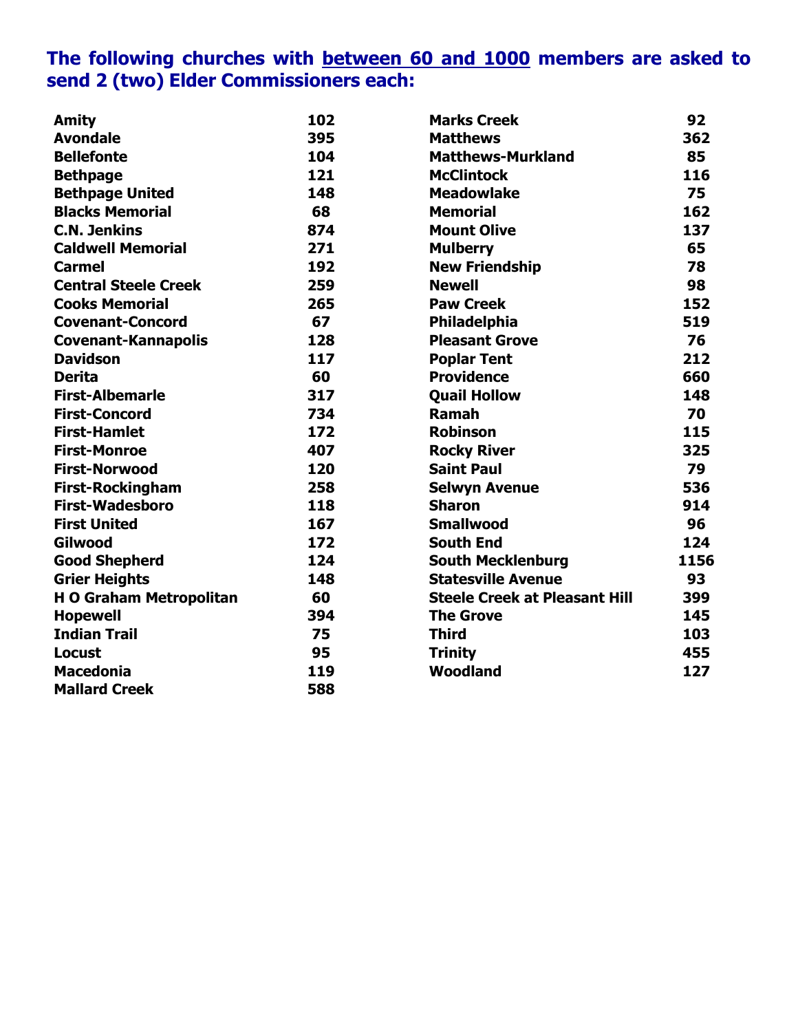**The following churches with <u>between 60 and 1000</u> members are asked to send 2 (two) Elder Commissioners each:**

| Church | Members |
|---|---|
| Amity | 102 |
| Avondale | 395 |
| Bellefonte | 104 |
| Bethpage | 121 |
| Bethpage United | 148 |
| Blacks Memorial | 68 |
| C.N. Jenkins | 874 |
| Caldwell Memorial | 271 |
| Carmel | 192 |
| Central Steele Creek | 259 |
| Cooks Memorial | 265 |
| Covenant-Concord | 67 |
| Covenant-Kannapolis | 128 |
| Davidson | 117 |
| Derita | 60 |
| First-Albemarle | 317 |
| First-Concord | 734 |
| First-Hamlet | 172 |
| First-Monroe | 407 |
| First-Norwood | 120 |
| First-Rockingham | 258 |
| First-Wadesboro | 118 |
| First United | 167 |
| Gilwood | 172 |
| Good Shepherd | 124 |
| Grier Heights | 148 |
| H O Graham Metropolitan | 60 |
| Hopewell | 394 |
| Indian Trail | 75 |
| Locust | 95 |
| Macedonia | 119 |
| Mallard Creek | 588 |
| Marks Creek | 92 |
| Matthews | 362 |
| Matthews-Murkland | 85 |
| McClintock | 116 |
| Meadowlake | 75 |
| Memorial | 162 |
| Mount Olive | 137 |
| Mulberry | 65 |
| New Friendship | 78 |
| Newell | 98 |
| Paw Creek | 152 |
| Philadelphia | 519 |
| Pleasant Grove | 76 |
| Poplar Tent | 212 |
| Providence | 660 |
| Quail Hollow | 148 |
| Ramah | 70 |
| Robinson | 115 |
| Rocky River | 325 |
| Saint Paul | 79 |
| Selwyn Avenue | 536 |
| Sharon | 914 |
| Smallwood | 96 |
| South End | 124 |
| South Mecklenburg | 1156 |
| Statesville Avenue | 93 |
| Steele Creek at Pleasant Hill | 399 |
| The Grove | 145 |
| Third | 103 |
| Trinity | 455 |
| Woodland | 127 |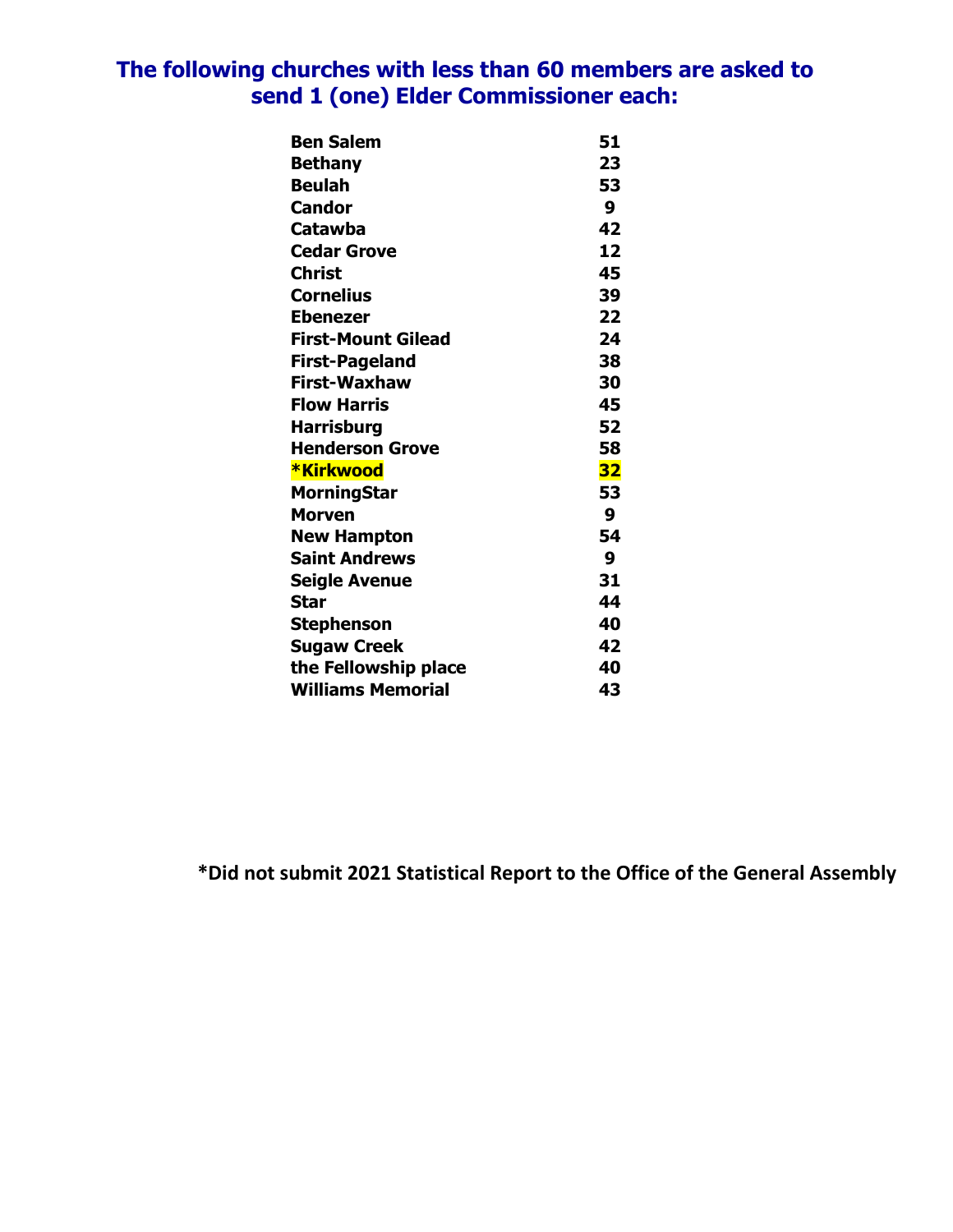## The following churches with less than 60 members are asked to send 1 (one) Elder Commissioner each:

| | |
|---|---|
| **Ben Salem** | **51** |
| **Bethany** | **23** |
| **Beulah** | **53** |
| **Candor** | **9** |
| **Catawba** | **42** |
| **Cedar Grove** | **12** |
| **Christ** | **45** |
| **Cornelius** | **39** |
| **Ebenezer** | **22** |
| **First-Mount Gilead** | **24** |
| **First-Pageland** | **38** |
| **First-Waxhaw** | **30** |
| **Flow Harris** | **45** |
| **Harrisburg** | **52** |
| **Henderson Grove** | **58** |
| **\*Kirkwood** | **32** |
| **MorningStar** | **53** |
| **Morven** | **9** |
| **New Hampton** | **54** |
| **Saint Andrews** | **9** |
| **Seigle Avenue** | **31** |
| **Star** | **44** |
| **Stephenson** | **40** |
| **Sugaw Creek** | **42** |
| **the Fellowship place** | **40** |
| **Williams Memorial** | **43** |

**\*Did not submit 2021 Statistical Report to the Office of the General Assembly**